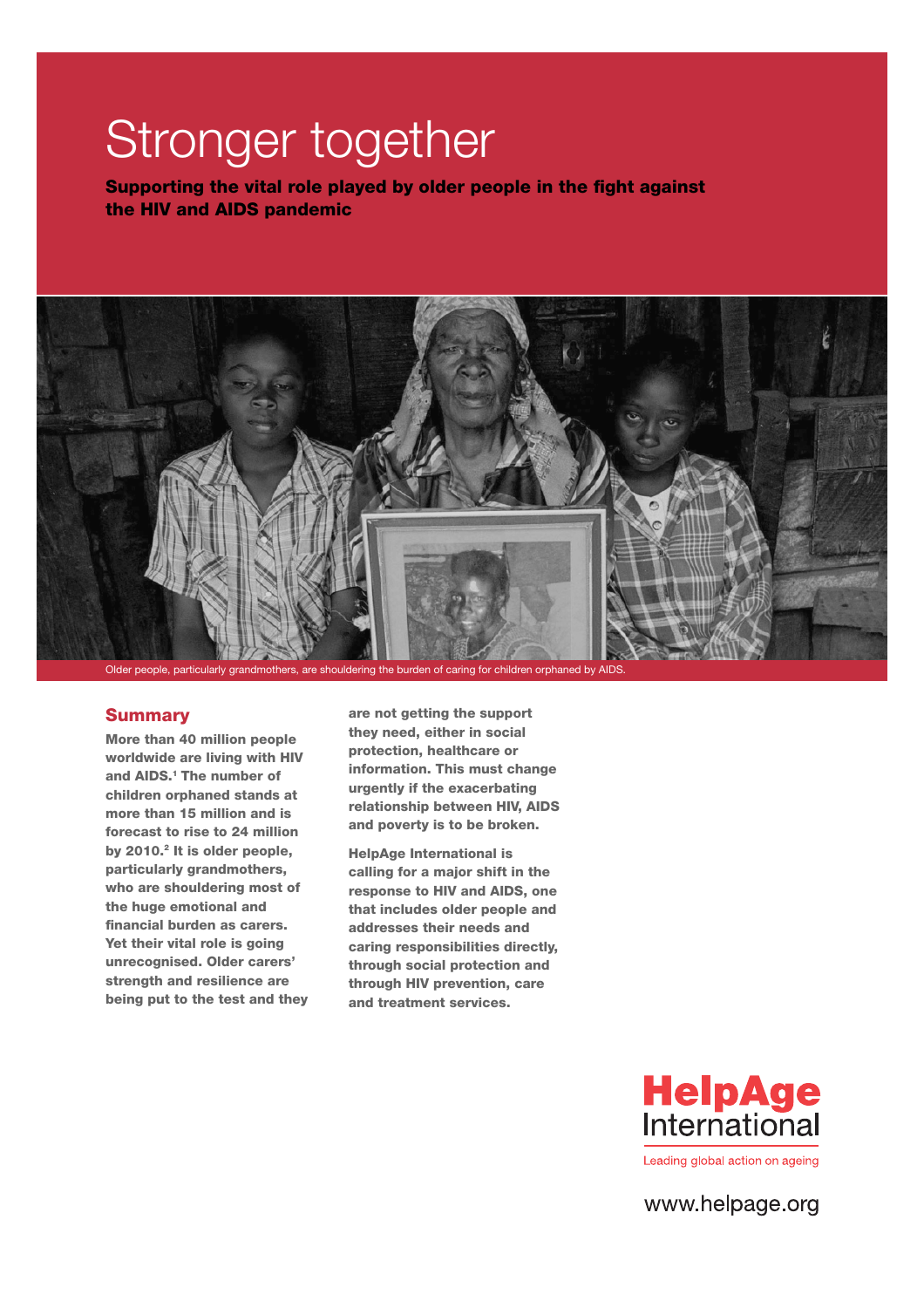# Stronger together

**Supporting the vital role played by older people in the fight against the HIV and AIDS pandemic**

Older people, particularly grandmothers, are shouldering the burden of caring for children orphaned by AIDS.

## Summary

**More than 40 million people worldwide are living with HIV and AIDS.[1] The number of children orphaned stands at more than 15 million and is forecast to rise to 24 million by 2010.[2] It is older people, particularly grandmothers, who are shouldering most of the huge emotional and financial burden as carers. Yet their vital role is going unrecognised. Older carers' strength and resilience are being put to the test and they are not getting the support they need, either in social protection, healthcare or information. This must change urgently if the exacerbating relationship between HIV, AIDS and poverty is to be broken.**

**HelpAge International is calling for a major shift in the response to HIV and AIDS, one that includes older people and addresses their needs and caring responsibilities directly, through social protection and through HIV prevention, care and treatment services.**

HelpAge International

Leading global action on ageing

www.helpage.org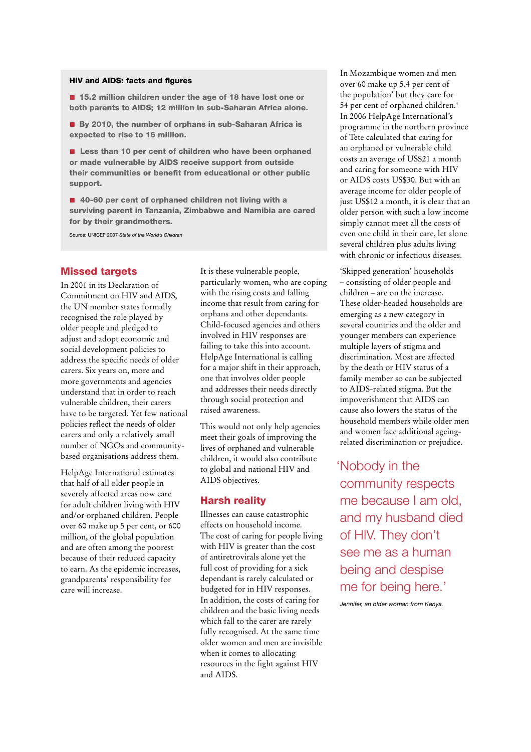### HIV and AIDS: facts and figures

- **15.2 million children under the age of 18 have lost one or both parents to AIDS; 12 million in sub-Saharan Africa alone.**
- **By 2010, the number of orphans in sub-Saharan Africa is expected to rise to 16 million.**
- **Less than 10 per cent of children who have been orphaned or made vulnerable by AIDS receive support from outside their communities or benefit from educational or other public support.**
- **40-60 per cent of orphaned children not living with a surviving parent in Tanzania, Zimbabwe and Namibia are cared for by their grandmothers.**

Source: UNICEF 2007 *State of the World's Children*

## Missed targets

In 2001 in its Declaration of Commitment on HIV and AIDS, the UN member states formally recognised the role played by older people and pledged to adjust and adopt economic and social development policies to address the specific needs of older carers. Six years on, more and more governments and agencies understand that in order to reach vulnerable children, their carers have to be targeted. Yet few national policies reflect the needs of older carers and only a relatively small number of NGOs and community-based organisations address them.

HelpAge International estimates that half of all older people in severely affected areas now care for adult children living with HIV and/or orphaned children. People over 60 make up 5 per cent, or 600 million, of the global population and are often among the poorest because of their reduced capacity to earn. As the epidemic increases, grandparents' responsibility for care will increase.

It is these vulnerable people, particularly women, who are coping with the rising costs and falling income that result from caring for orphans and other dependants. Child-focused agencies and others involved in HIV responses are failing to take this into account. HelpAge International is calling for a major shift in their approach, one that involves older people and addresses their needs directly through social protection and raised awareness.

This would not only help agencies meet their goals of improving the lives of orphaned and vulnerable children, it would also contribute to global and national HIV and AIDS objectives.

## Harsh reality

Illnesses can cause catastrophic effects on household income. The cost of caring for people living with HIV is greater than the cost of antiretrovirals alone yet the full cost of providing for a sick dependant is rarely calculated or budgeted for in HIV responses. In addition, the costs of caring for children and the basic living needs which fall to the carer are rarely fully recognised. At the same time older women and men are invisible when it comes to allocating resources in the fight against HIV and AIDS.

In Mozambique women and men over 60 make up 5.4 per cent of the population[3] but they care for 54 per cent of orphaned children.[4] In 2006 HelpAge International's programme in the northern province of Tete calculated that caring for an orphaned or vulnerable child costs an average of US$21 a month and caring for someone with HIV or AIDS costs US$30. But with an average income for older people of just US$12 a month, it is clear that an older person with such a low income simply cannot meet all the costs of even one child in their care, let alone several children plus adults living with chronic or infectious diseases.

'Skipped generation' households – consisting of older people and children – are on the increase. These older-headed households are emerging as a new category in several countries and the older and younger members can experience multiple layers of stigma and discrimination. Most are affected by the death or HIV status of a family member so can be subjected to AIDS-related stigma. But the impoverishment that AIDS can cause also lowers the status of the household members while older men and women face additional ageing-related discrimination or prejudice.

> 'Nobody in the community respects me because I am old, and my husband died of HIV. They don't see me as a human being and despise me for being here.'
>
> *Jennifer, an older woman from Kenya.*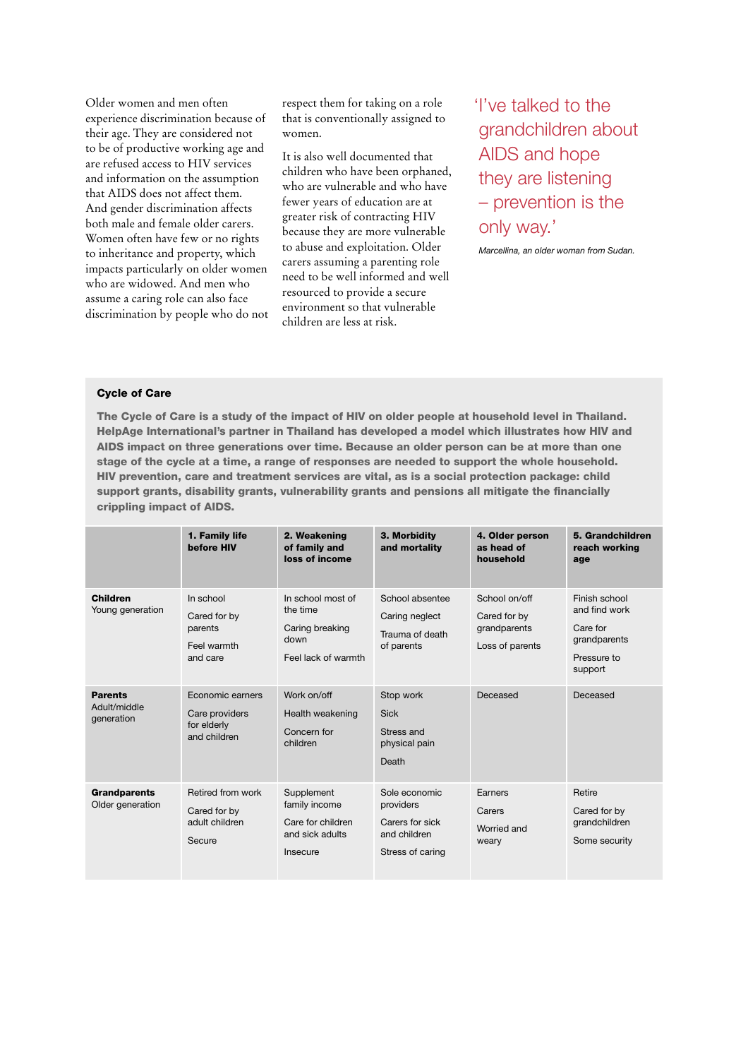Older women and men often experience discrimination because of their age. They are considered not to be of productive working age and are refused access to HIV services and information on the assumption that AIDS does not affect them. And gender discrimination affects both male and female older carers. Women often have few or no rights to inheritance and property, which impacts particularly on older women who are widowed. And men who assume a caring role can also face discrimination by people who do not respect them for taking on a role that is conventionally assigned to women.

It is also well documented that children who have been orphaned, who are vulnerable and who have fewer years of education are at greater risk of contracting HIV because they are more vulnerable to abuse and exploitation. Older carers assuming a parenting role need to be well informed and well resourced to provide a secure environment so that vulnerable children are less at risk.

> 'I've talked to the grandchildren about AIDS and hope they are listening – prevention is the only way.'
>
> *Marcellina, an older woman from Sudan.*

### Cycle of Care

**The Cycle of Care is a study of the impact of HIV on older people at household level in Thailand. HelpAge International's partner in Thailand has developed a model which illustrates how HIV and AIDS impact on three generations over time. Because an older person can be at more than one stage of the cycle at a time, a range of responses are needed to support the whole household. HIV prevention, care and treatment services are vital, as is a social protection package: child support grants, disability grants, vulnerability grants and pensions all mitigate the financially crippling impact of AIDS.**

| | **1. Family life before HIV** | **2. Weakening of family and loss of income** | **3. Morbidity and mortality** | **4. Older person as head of household** | **5. Grandchildren reach working age** |
|---|---|---|---|---|---|
| **Children** Young generation | In school<br>Cared for by parents<br>Feel warmth and care | In school most of the time<br>Caring breaking down<br>Feel lack of warmth | School absentee<br>Caring neglect<br>Trauma of death of parents | School on/off<br>Cared for by grandparents<br>Loss of parents | Finish school and find work<br>Care for grandparents<br>Pressure to support |
| **Parents** Adult/middle generation | Economic earners<br>Care providers for elderly and children | Work on/off<br>Health weakening<br>Concern for children | Stop work<br>Sick<br>Stress and physical pain<br>Death | Deceased | Deceased |
| **Grandparents** Older generation | Retired from work<br>Cared for by adult children<br>Secure | Supplement family income<br>Care for children and sick adults<br>Insecure | Sole economic providers<br>Carers for sick and children<br>Stress of caring | Earners<br>Carers<br>Worried and weary | Retire<br>Cared for by grandchildren<br>Some security |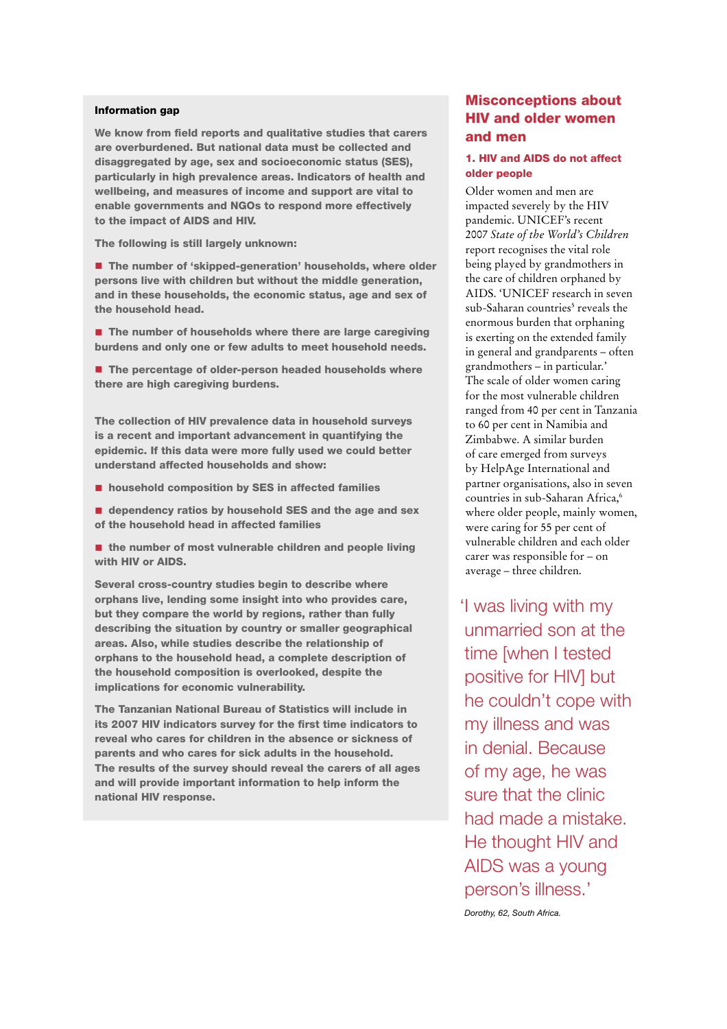### Information gap

**We know from field reports and qualitative studies that carers are overburdened. But national data must be collected and disaggregated by age, sex and socioeconomic status (SES), particularly in high prevalence areas. Indicators of health and wellbeing, and measures of income and support are vital to enable governments and NGOs to respond more effectively to the impact of AIDS and HIV.**

**The following is still largely unknown:**

- **The number of 'skipped-generation' households, where older persons live with children but without the middle generation, and in these households, the economic status, age and sex of the household head.**
- **The number of households where there are large caregiving burdens and only one or few adults to meet household needs.**
- **The percentage of older-person headed households where there are high caregiving burdens.**

**The collection of HIV prevalence data in household surveys is a recent and important advancement in quantifying the epidemic. If this data were more fully used we could better understand affected households and show:**

- **household composition by SES in affected families**
- **dependency ratios by household SES and the age and sex of the household head in affected families**
- **the number of most vulnerable children and people living with HIV or AIDS.**

**Several cross-country studies begin to describe where orphans live, lending some insight into who provides care, but they compare the world by regions, rather than fully describing the situation by country or smaller geographical areas. Also, while studies describe the relationship of orphans to the household head, a complete description of the household composition is overlooked, despite the implications for economic vulnerability.**

**The Tanzanian National Bureau of Statistics will include in its 2007 HIV indicators survey for the first time indicators to reveal who cares for children in the absence or sickness of parents and who cares for sick adults in the household. The results of the survey should reveal the carers of all ages and will provide important information to help inform the national HIV response.**

## Misconceptions about HIV and older women and men

### 1. HIV and AIDS do not affect older people

Older women and men are impacted severely by the HIV pandemic. UNICEF's recent 2007 *State of the World's Children* report recognises the vital role being played by grandmothers in the care of children orphaned by AIDS. 'UNICEF research in seven sub-Saharan countries[5] reveals the enormous burden that orphaning is exerting on the extended family in general and grandparents – often grandmothers – in particular.' The scale of older women caring for the most vulnerable children ranged from 40 per cent in Tanzania to 60 per cent in Namibia and Zimbabwe. A similar burden of care emerged from surveys by HelpAge International and partner organisations, also in seven countries in sub-Saharan Africa,[6] where older people, mainly women, were caring for 55 per cent of vulnerable children and each older carer was responsible for – on average – three children.

'I was living with my unmarried son at the time [when I tested positive for HIV] but he couldn't cope with my illness and was in denial. Because of my age, he was sure that the clinic had made a mistake. He thought HIV and AIDS was a young person's illness.'

*Dorothy, 62, South Africa.*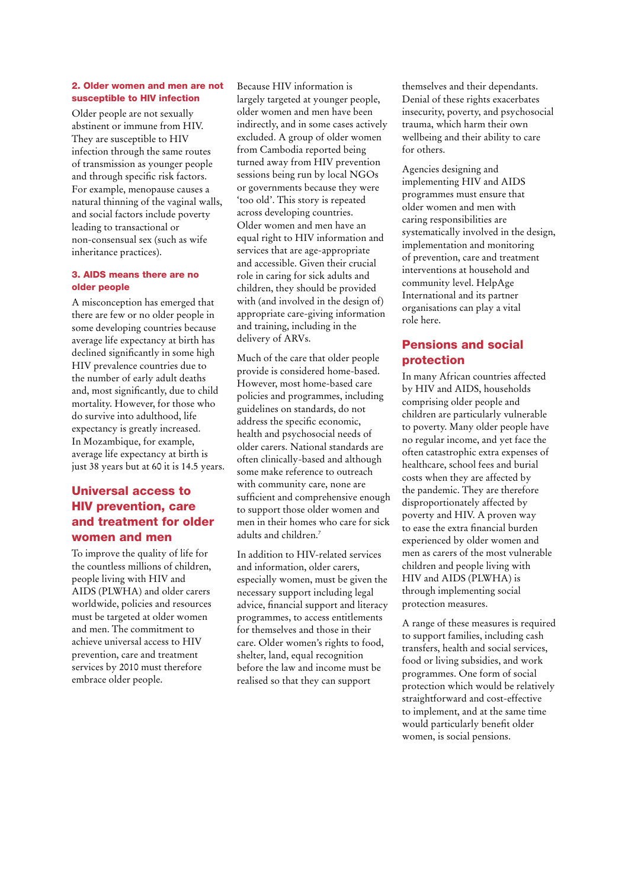### 2. Older women and men are not susceptible to HIV infection

Older people are not sexually abstinent or immune from HIV. They are susceptible to HIV infection through the same routes of transmission as younger people and through specific risk factors. For example, menopause causes a natural thinning of the vaginal walls, and social factors include poverty leading to transactional or non-consensual sex (such as wife inheritance practices).

### 3. AIDS means there are no older people

A misconception has emerged that there are few or no older people in some developing countries because average life expectancy at birth has declined significantly in some high HIV prevalence countries due to the number of early adult deaths and, most significantly, due to child mortality. However, for those who do survive into adulthood, life expectancy is greatly increased. In Mozambique, for example, average life expectancy at birth is just 38 years but at 60 it is 14.5 years.

## Universal access to HIV prevention, care and treatment for older women and men

To improve the quality of life for the countless millions of children, people living with HIV and AIDS (PLWHA) and older carers worldwide, policies and resources must be targeted at older women and men. The commitment to achieve universal access to HIV prevention, care and treatment services by 2010 must therefore embrace older people.

Because HIV information is largely targeted at younger people, older women and men have been indirectly, and in some cases actively excluded. A group of older women from Cambodia reported being turned away from HIV prevention sessions being run by local NGOs or governments because they were 'too old'. This story is repeated across developing countries. Older women and men have an equal right to HIV information and services that are age-appropriate and accessible. Given their crucial role in caring for sick adults and children, they should be provided with (and involved in the design of) appropriate care-giving information and training, including in the delivery of ARVs.

Much of the care that older people provide is considered home-based. However, most home-based care policies and programmes, including guidelines on standards, do not address the specific economic, health and psychosocial needs of older carers. National standards are often clinically-based and although some make reference to outreach with community care, none are sufficient and comprehensive enough to support those older women and men in their homes who care for sick adults and children.[7]

In addition to HIV-related services and information, older carers, especially women, must be given the necessary support including legal advice, financial support and literacy programmes, to access entitlements for themselves and those in their care. Older women's rights to food, shelter, land, equal recognition before the law and income must be realised so that they can support themselves and their dependants. Denial of these rights exacerbates insecurity, poverty, and psychosocial trauma, which harm their own wellbeing and their ability to care for others.

Agencies designing and implementing HIV and AIDS programmes must ensure that older women and men with caring responsibilities are systematically involved in the design, implementation and monitoring of prevention, care and treatment interventions at household and community level. HelpAge International and its partner organisations can play a vital role here.

## Pensions and social protection

In many African countries affected by HIV and AIDS, households comprising older people and children are particularly vulnerable to poverty. Many older people have no regular income, and yet face the often catastrophic extra expenses of healthcare, school fees and burial costs when they are affected by the pandemic. They are therefore disproportionately affected by poverty and HIV. A proven way to ease the extra financial burden experienced by older women and men as carers of the most vulnerable children and people living with HIV and AIDS (PLWHA) is through implementing social protection measures.

A range of these measures is required to support families, including cash transfers, health and social services, food or living subsidies, and work programmes. One form of social protection which would be relatively straightforward and cost-effective to implement, and at the same time would particularly benefit older women, is social pensions.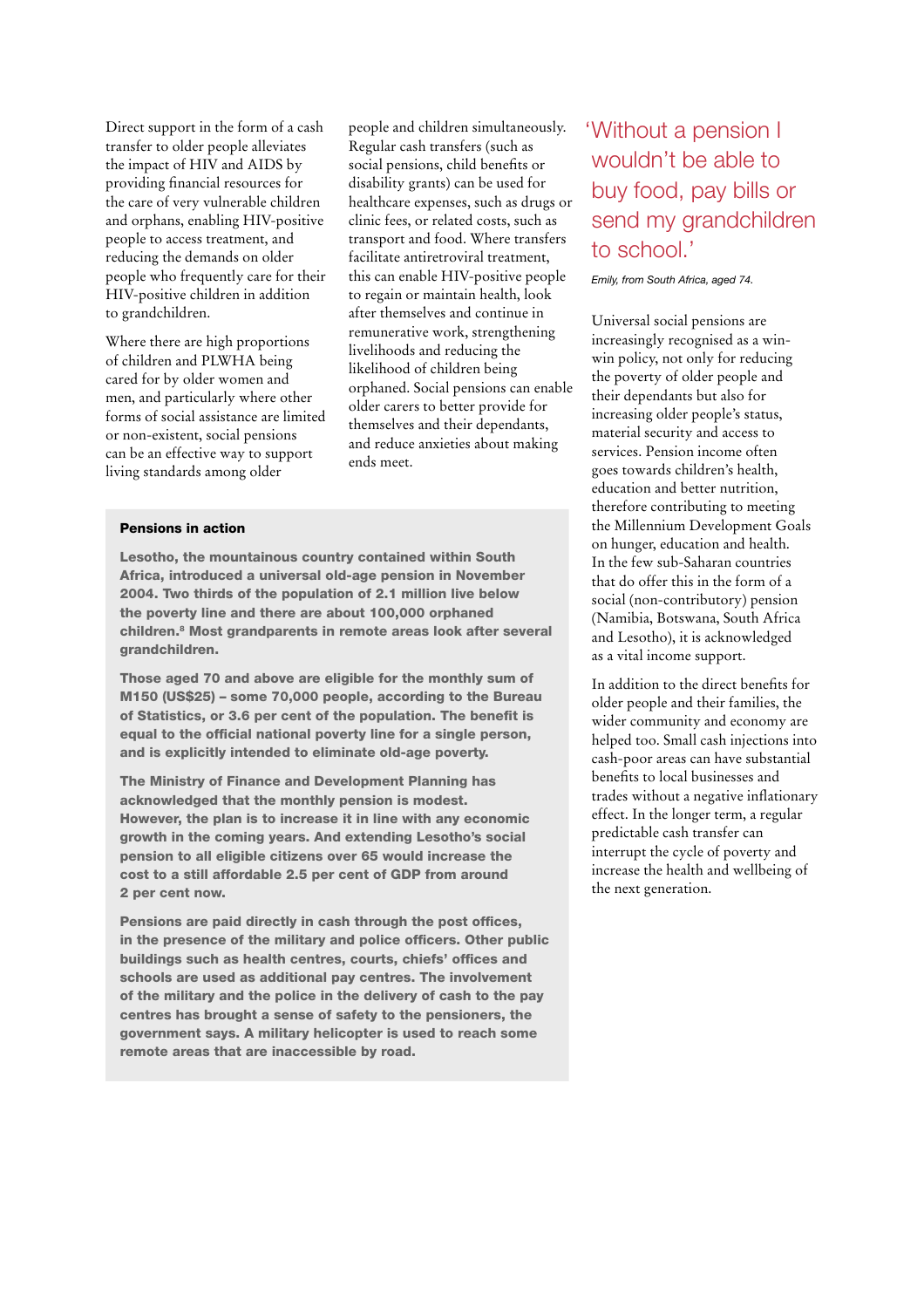Direct support in the form of a cash transfer to older people alleviates the impact of HIV and AIDS by providing financial resources for the care of very vulnerable children and orphans, enabling HIV-positive people to access treatment, and reducing the demands on older people who frequently care for their HIV-positive children in addition to grandchildren.

Where there are high proportions of children and PLWHA being cared for by older women and men, and particularly where other forms of social assistance are limited or non-existent, social pensions can be an effective way to support living standards among older people and children simultaneously. Regular cash transfers (such as social pensions, child benefits or disability grants) can be used for healthcare expenses, such as drugs or clinic fees, or related costs, such as transport and food. Where transfers facilitate antiretroviral treatment, this can enable HIV-positive people to regain or maintain health, look after themselves and continue in remunerative work, strengthening livelihoods and reducing the likelihood of children being orphaned. Social pensions can enable older carers to better provide for themselves and their dependants, and reduce anxieties about making ends meet.

**Pensions in action**

**Lesotho, the mountainous country contained within South Africa, introduced a universal old-age pension in November 2004. Two thirds of the population of 2.1 million live below the poverty line and there are about 100,000 orphaned children.[8] Most grandparents in remote areas look after several grandchildren.**

**Those aged 70 and above are eligible for the monthly sum of M150 (US$25) – some 70,000 people, according to the Bureau of Statistics, or 3.6 per cent of the population. The benefit is equal to the official national poverty line for a single person, and is explicitly intended to eliminate old-age poverty.**

**The Ministry of Finance and Development Planning has acknowledged that the monthly pension is modest. However, the plan is to increase it in line with any economic growth in the coming years. And extending Lesotho's social pension to all eligible citizens over 65 would increase the cost to a still affordable 2.5 per cent of GDP from around 2 per cent now.**

**Pensions are paid directly in cash through the post offices, in the presence of the military and police officers. Other public buildings such as health centres, courts, chiefs' offices and schools are used as additional pay centres. The involvement of the military and the police in the delivery of cash to the pay centres has brought a sense of safety to the pensioners, the government says. A military helicopter is used to reach some remote areas that are inaccessible by road.**

> 'Without a pension I wouldn't be able to buy food, pay bills or send my grandchildren to school.'
>
> *Emily, from South Africa, aged 74.*

Universal social pensions are increasingly recognised as a win-win policy, not only for reducing the poverty of older people and their dependants but also for increasing older people's status, material security and access to services. Pension income often goes towards children's health, education and better nutrition, therefore contributing to meeting the Millennium Development Goals on hunger, education and health. In the few sub-Saharan countries that do offer this in the form of a social (non-contributory) pension (Namibia, Botswana, South Africa and Lesotho), it is acknowledged as a vital income support.

In addition to the direct benefits for older people and their families, the wider community and economy are helped too. Small cash injections into cash-poor areas can have substantial benefits to local businesses and trades without a negative inflationary effect. In the longer term, a regular predictable cash transfer can interrupt the cycle of poverty and increase the health and wellbeing of the next generation.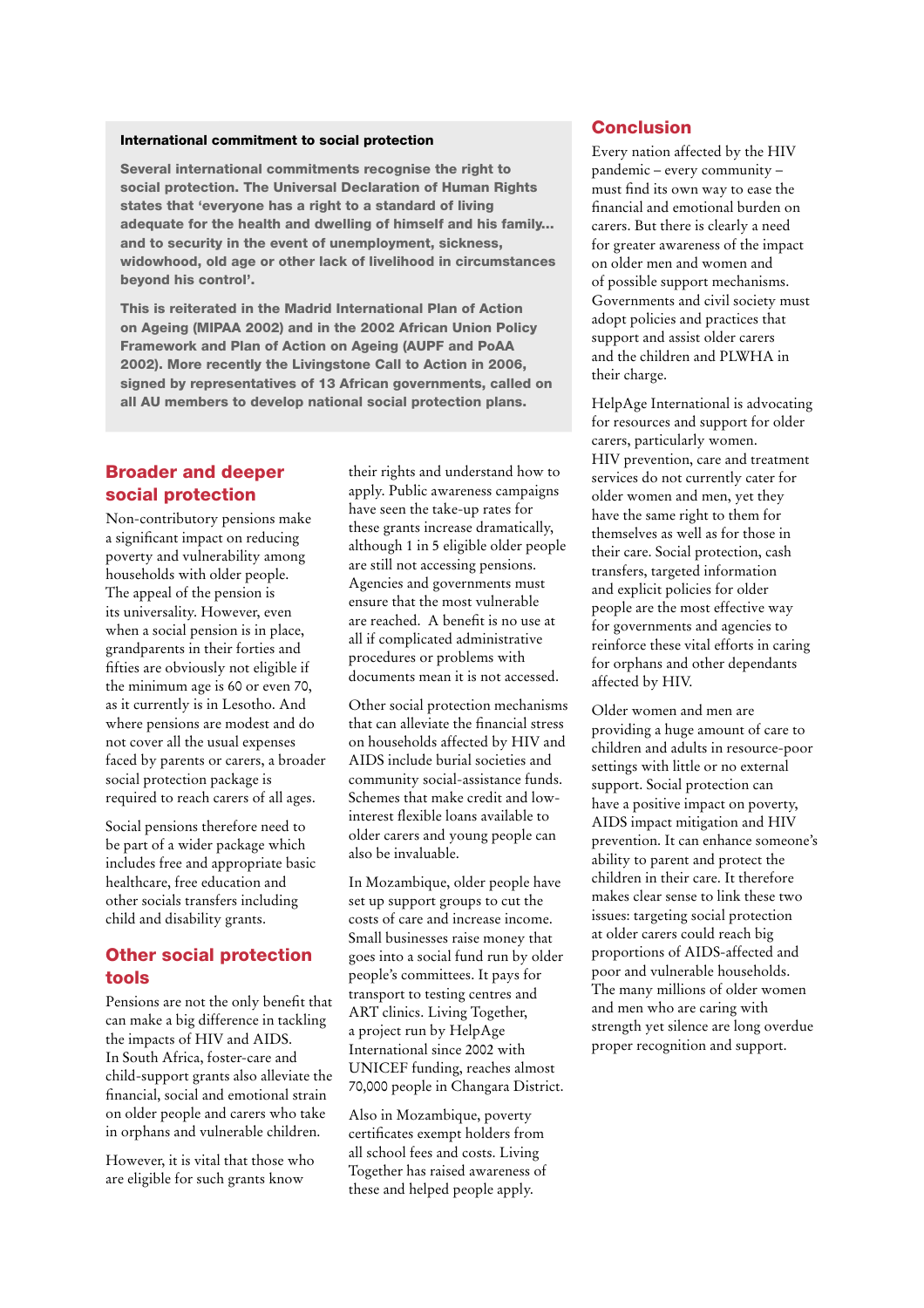### International commitment to social protection

**Several international commitments recognise the right to social protection. The Universal Declaration of Human Rights states that 'everyone has a right to a standard of living adequate for the health and dwelling of himself and his family... and to security in the event of unemployment, sickness, widowhood, old age or other lack of livelihood in circumstances beyond his control'.**

**This is reiterated in the Madrid International Plan of Action on Ageing (MIPAA 2002) and in the 2002 African Union Policy Framework and Plan of Action on Ageing (AUPF and PoAA 2002). More recently the Livingstone Call to Action in 2006, signed by representatives of 13 African governments, called on all AU members to develop national social protection plans.**

## Broader and deeper social protection

Non-contributory pensions make a significant impact on reducing poverty and vulnerability among households with older people. The appeal of the pension is its universality. However, even when a social pension is in place, grandparents in their forties and fifties are obviously not eligible if the minimum age is 60 or even 70, as it currently is in Lesotho. And where pensions are modest and do not cover all the usual expenses faced by parents or carers, a broader social protection package is required to reach carers of all ages.

Social pensions therefore need to be part of a wider package which includes free and appropriate basic healthcare, free education and other socials transfers including child and disability grants.

## Other social protection tools

Pensions are not the only benefit that can make a big difference in tackling the impacts of HIV and AIDS. In South Africa, foster-care and child-support grants also alleviate the financial, social and emotional strain on older people and carers who take in orphans and vulnerable children.

However, it is vital that those who are eligible for such grants know their rights and understand how to apply. Public awareness campaigns have seen the take-up rates for these grants increase dramatically, although 1 in 5 eligible older people are still not accessing pensions. Agencies and governments must ensure that the most vulnerable are reached. A benefit is no use at all if complicated administrative procedures or problems with documents mean it is not accessed.

Other social protection mechanisms that can alleviate the financial stress on households affected by HIV and AIDS include burial societies and community social-assistance funds. Schemes that make credit and low-interest flexible loans available to older carers and young people can also be invaluable.

In Mozambique, older people have set up support groups to cut the costs of care and increase income. Small businesses raise money that goes into a social fund run by older people's committees. It pays for transport to testing centres and ART clinics. Living Together, a project run by HelpAge International since 2002 with UNICEF funding, reaches almost 70,000 people in Changara District.

Also in Mozambique, poverty certificates exempt holders from all school fees and costs. Living Together has raised awareness of these and helped people apply.

## Conclusion

Every nation affected by the HIV pandemic – every community – must find its own way to ease the financial and emotional burden on carers. But there is clearly a need for greater awareness of the impact on older men and women and of possible support mechanisms. Governments and civil society must adopt policies and practices that support and assist older carers and the children and PLWHA in their charge.

HelpAge International is advocating for resources and support for older carers, particularly women. HIV prevention, care and treatment services do not currently cater for older women and men, yet they have the same right to them for themselves as well as for those in their care. Social protection, cash transfers, targeted information and explicit policies for older people are the most effective way for governments and agencies to reinforce these vital efforts in caring for orphans and other dependants affected by HIV.

Older women and men are providing a huge amount of care to children and adults in resource-poor settings with little or no external support. Social protection can have a positive impact on poverty, AIDS impact mitigation and HIV prevention. It can enhance someone's ability to parent and protect the children in their care. It therefore makes clear sense to link these two issues: targeting social protection at older carers could reach big proportions of AIDS-affected and poor and vulnerable households. The many millions of older women and men who are caring with strength yet silence are long overdue proper recognition and support.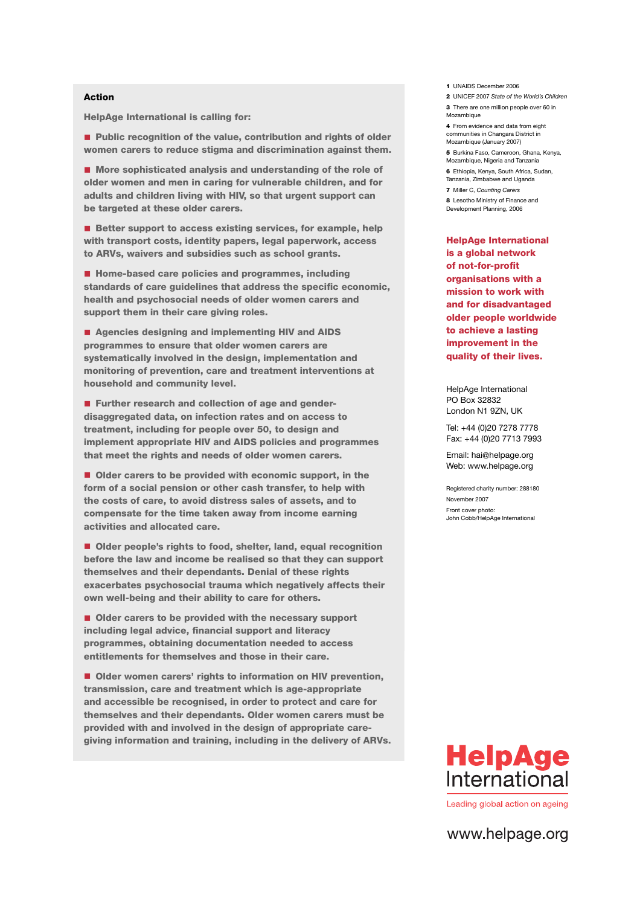## Action

**HelpAge International is calling for:**

- **Public recognition of the value, contribution and rights of older women carers to reduce stigma and discrimination against them.**

- **More sophisticated analysis and understanding of the role of older women and men in caring for vulnerable children, and for adults and children living with HIV, so that urgent support can be targeted at these older carers.**

- **Better support to access existing services, for example, help with transport costs, identity papers, legal paperwork, access to ARVs, waivers and subsidies such as school grants.**

- **Home-based care policies and programmes, including standards of care guidelines that address the specific economic, health and psychosocial needs of older women carers and support them in their care giving roles.**

- **Agencies designing and implementing HIV and AIDS programmes to ensure that older women carers are systematically involved in the design, implementation and monitoring of prevention, care and treatment interventions at household and community level.**

- **Further research and collection of age and gender-disaggregated data, on infection rates and on access to treatment, including for people over 50, to design and implement appropriate HIV and AIDS policies and programmes that meet the rights and needs of older women carers.**

- **Older carers to be provided with economic support, in the form of a social pension or other cash transfer, to help with the costs of care, to avoid distress sales of assets, and to compensate for the time taken away from income earning activities and allocated care.**

- **Older people's rights to food, shelter, land, equal recognition before the law and income be realised so that they can support themselves and their dependants. Denial of these rights exacerbates psychosocial trauma which negatively affects their own well-being and their ability to care for others.**

- **Older carers to be provided with the necessary support including legal advice, financial support and literacy programmes, obtaining documentation needed to access entitlements for themselves and those in their care.**

- **Older women carers' rights to information on HIV prevention, transmission, care and treatment which is age-appropriate and accessible be recognised, in order to protect and care for themselves and their dependants. Older women carers must be provided with and involved in the design of appropriate care-giving information and training, including in the delivery of ARVs.**

**1** UNAIDS December 2006

**2** UNICEF 2007 *State of the World's Children*

**3** There are one million people over 60 in Mozambique

**4** From evidence and data from eight communities in Changara District in Mozambique (January 2007)

**5** Burkina Faso, Cameroon, Ghana, Kenya, Mozambique, Nigeria and Tanzania

**6** Ethiopia, Kenya, South Africa, Sudan, Tanzania, Zimbabwe and Uganda

**7** Miller C, *Counting Carers*

**8** Lesotho Ministry of Finance and Development Planning, 2006

**HelpAge International is a global network of not-for-profit organisations with a mission to work with and for disadvantaged older people worldwide to achieve a lasting improvement in the quality of their lives.**

HelpAge International
PO Box 32832
London N1 9ZN, UK

Tel: +44 (0)20 7278 7778
Fax: +44 (0)20 7713 7993

Email: hai@helpage.org
Web: www.helpage.org

Registered charity number: 288180

November 2007

Front cover photo:
John Cobb/HelpAge International

**HelpAge International**

Leading global action on ageing

www.helpage.org